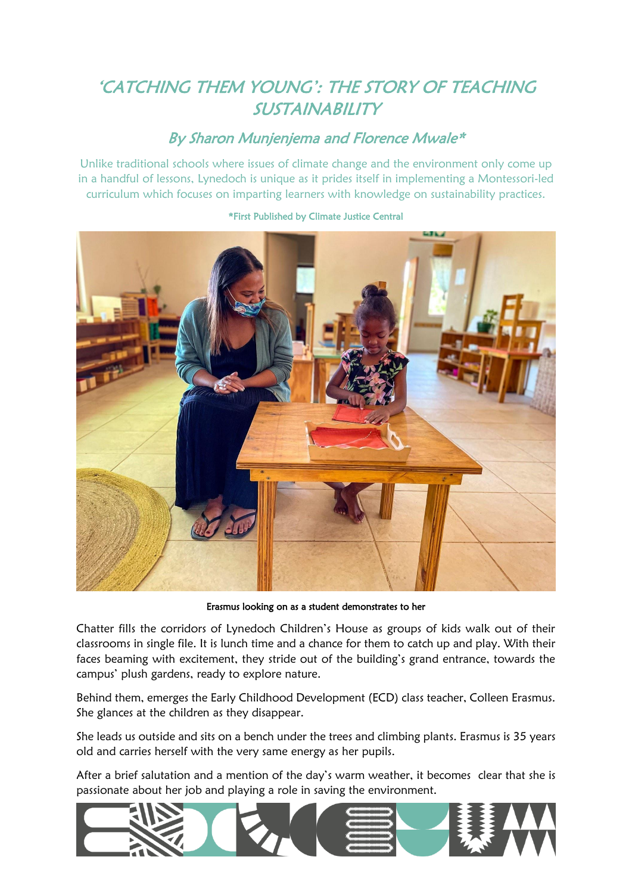# 'CATCHING THEM YOUNG': THE STORY OF TEACHING SUSTAINABILITY

## By Sharon Munjenjema and Florence Mwale*

Unlike traditional schools where issues of climate change and the environment only come up in a handful of lessons, Lynedoch is unique as it prides itself in implementing a Montessori-led curriculum which focuses on imparting learners with knowledge on sustainability practices.

*First Published by Climate Justice Central

Erasmus looking on as a student demonstrates to her

Chatter fills the corridors of Lynedoch Children's House as groups of kids walk out of their classrooms in single file. It is lunch time and a chance for them to catch up and play. With their faces beaming with excitement, they stride out of the building's grand entrance, towards the campus' plush gardens, ready to explore nature.

Behind them, emerges the Early Childhood Development (ECD) class teacher, Colleen Erasmus. She glances at the children as they disappear.

She leads us outside and sits on a bench under the trees and climbing plants. Erasmus is 35 years old and carries herself with the very same energy as her pupils.

After a brief salutation and a mention of the day's warm weather, it becomes clear that she is passionate about her job and playing a role in saving the environment.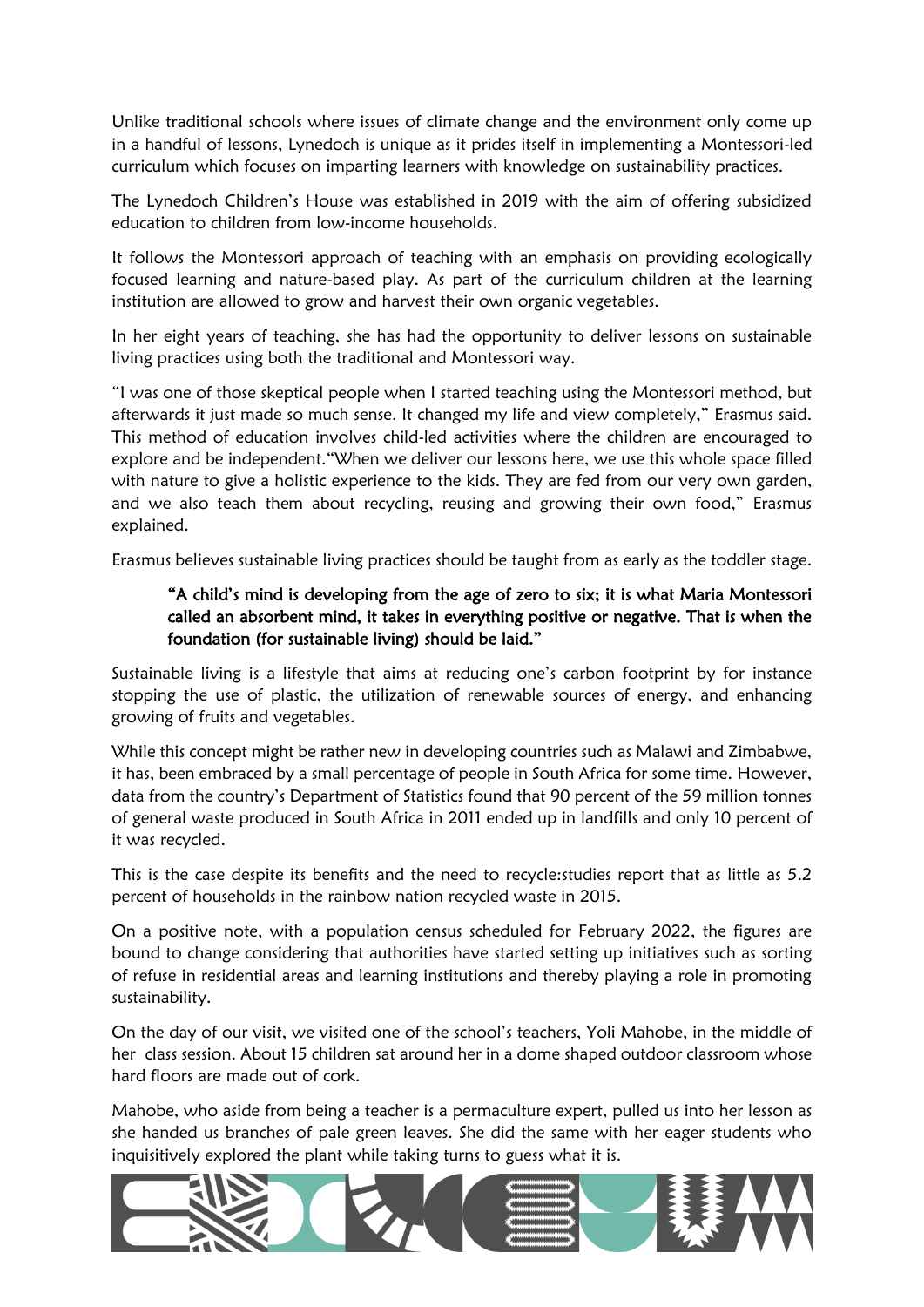Unlike traditional schools where issues of climate change and the environment only come up in a handful of lessons, Lynedoch is unique as it prides itself in implementing a Montessori-led curriculum which focuses on imparting learners with knowledge on sustainability practices.

The Lynedoch Children's House was established in 2019 with the aim of offering subsidized education to children from low-income households.

It follows the Montessori approach of teaching with an emphasis on providing ecologically focused learning and nature-based play. As part of the curriculum children at the learning institution are allowed to grow and harvest their own organic vegetables.

In her eight years of teaching, she has had the opportunity to deliver lessons on sustainable living practices using both the traditional and Montessori way.

"I was one of those skeptical people when I started teaching using the Montessori method, but afterwards it just made so much sense. It changed my life and view completely," Erasmus said. This method of education involves child-led activities where the children are encouraged to explore and be independent."When we deliver our lessons here, we use this whole space filled with nature to give a holistic experience to the kids. They are fed from our very own garden, and we also teach them about recycling, reusing and growing their own food," Erasmus explained.

Erasmus believes sustainable living practices should be taught from as early as the toddler stage.

> "A child's mind is developing from the age of zero to six; it is what Maria Montessori called an absorbent mind, it takes in everything positive or negative. That is when the foundation (for sustainable living) should be laid."

Sustainable living is a lifestyle that aims at reducing one's carbon footprint by for instance stopping the use of plastic, the utilization of renewable sources of energy, and enhancing growing of fruits and vegetables.

While this concept might be rather new in developing countries such as Malawi and Zimbabwe, it has, been embraced by a small percentage of people in South Africa for some time. However, data from the country's Department of Statistics found that 90 percent of the 59 million tonnes of general waste produced in South Africa in 2011 ended up in landfills and only 10 percent of it was recycled.

This is the case despite its benefits and the need to recycle:studies report that as little as 5.2 percent of households in the rainbow nation recycled waste in 2015.

On a positive note, with a population census scheduled for February 2022, the figures are bound to change considering that authorities have started setting up initiatives such as sorting of refuse in residential areas and learning institutions and thereby playing a role in promoting sustainability.

On the day of our visit, we visited one of the school's teachers, Yoli Mahobe, in the middle of her class session. About 15 children sat around her in a dome shaped outdoor classroom whose hard floors are made out of cork.

Mahobe, who aside from being a teacher is a permaculture expert, pulled us into her lesson as she handed us branches of pale green leaves. She did the same with her eager students who inquisitively explored the plant while taking turns to guess what it is.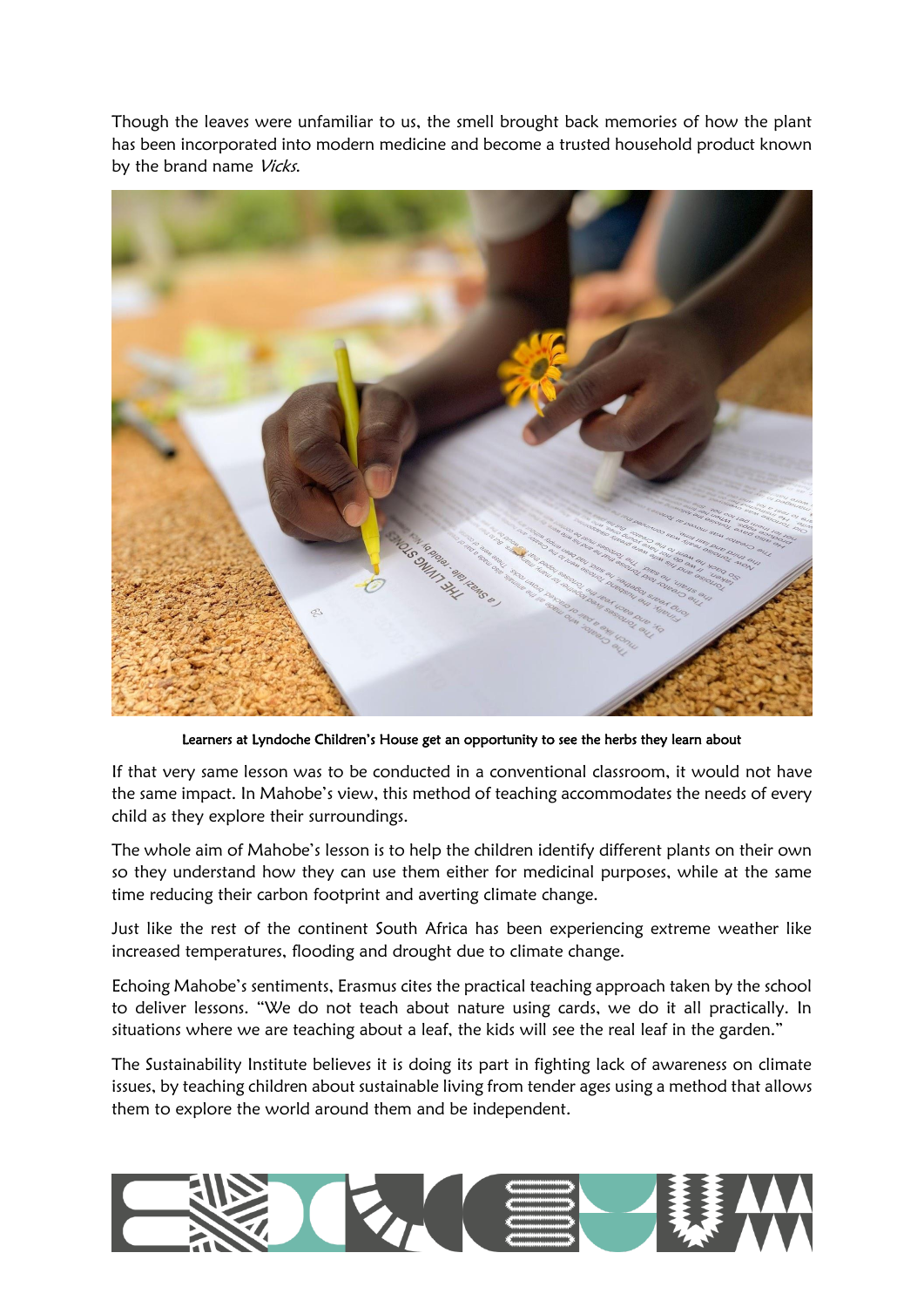Though the leaves were unfamiliar to us, the smell brought back memories of how the plant has been incorporated into modern medicine and become a trusted household product known by the brand name *Vicks*.

**Learners at Lyndoche Children's House get an opportunity to see the herbs they learn about**

If that very same lesson was to be conducted in a conventional classroom, it would not have the same impact. In Mahobe's view, this method of teaching accommodates the needs of every child as they explore their surroundings.

The whole aim of Mahobe's lesson is to help the children identify different plants on their own so they understand how they can use them either for medicinal purposes, while at the same time reducing their carbon footprint and averting climate change.

Just like the rest of the continent South Africa has been experiencing extreme weather like increased temperatures, flooding and drought due to climate change.

Echoing Mahobe's sentiments, Erasmus cites the practical teaching approach taken by the school to deliver lessons. "We do not teach about nature using cards, we do it all practically. In situations where we are teaching about a leaf, the kids will see the real leaf in the garden."

The Sustainability Institute believes it is doing its part in fighting lack of awareness on climate issues, by teaching children about sustainable living from tender ages using a method that allows them to explore the world around them and be independent.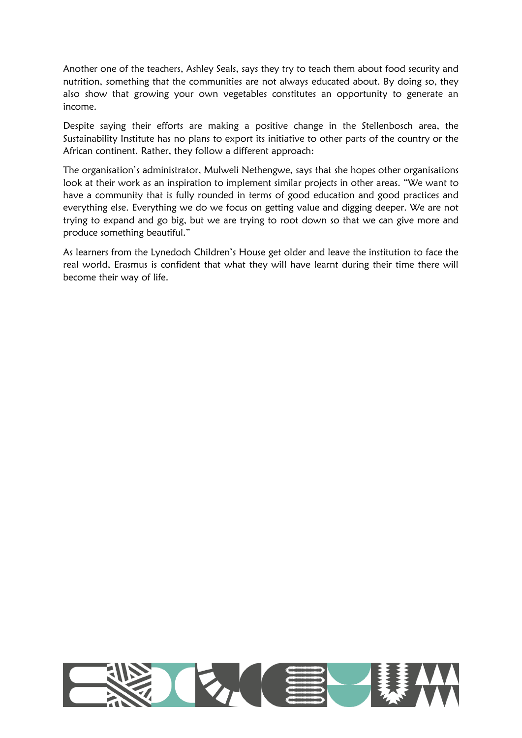Another one of the teachers, Ashley Seals, says they try to teach them about food security and nutrition, something that the communities are not always educated about. By doing so, they also show that growing your own vegetables constitutes an opportunity to generate an income.

Despite saying their efforts are making a positive change in the Stellenbosch area, the Sustainability Institute has no plans to export its initiative to other parts of the country or the African continent. Rather, they follow a different approach:

The organisation's administrator, Mulweli Nethengwe, says that she hopes other organisations look at their work as an inspiration to implement similar projects in other areas. "We want to have a community that is fully rounded in terms of good education and good practices and everything else. Everything we do we focus on getting value and digging deeper. We are not trying to expand and go big, but we are trying to root down so that we can give more and produce something beautiful."

As learners from the Lynedoch Children's House get older and leave the institution to face the real world, Erasmus is confident that what they will have learnt during their time there will become their way of life.